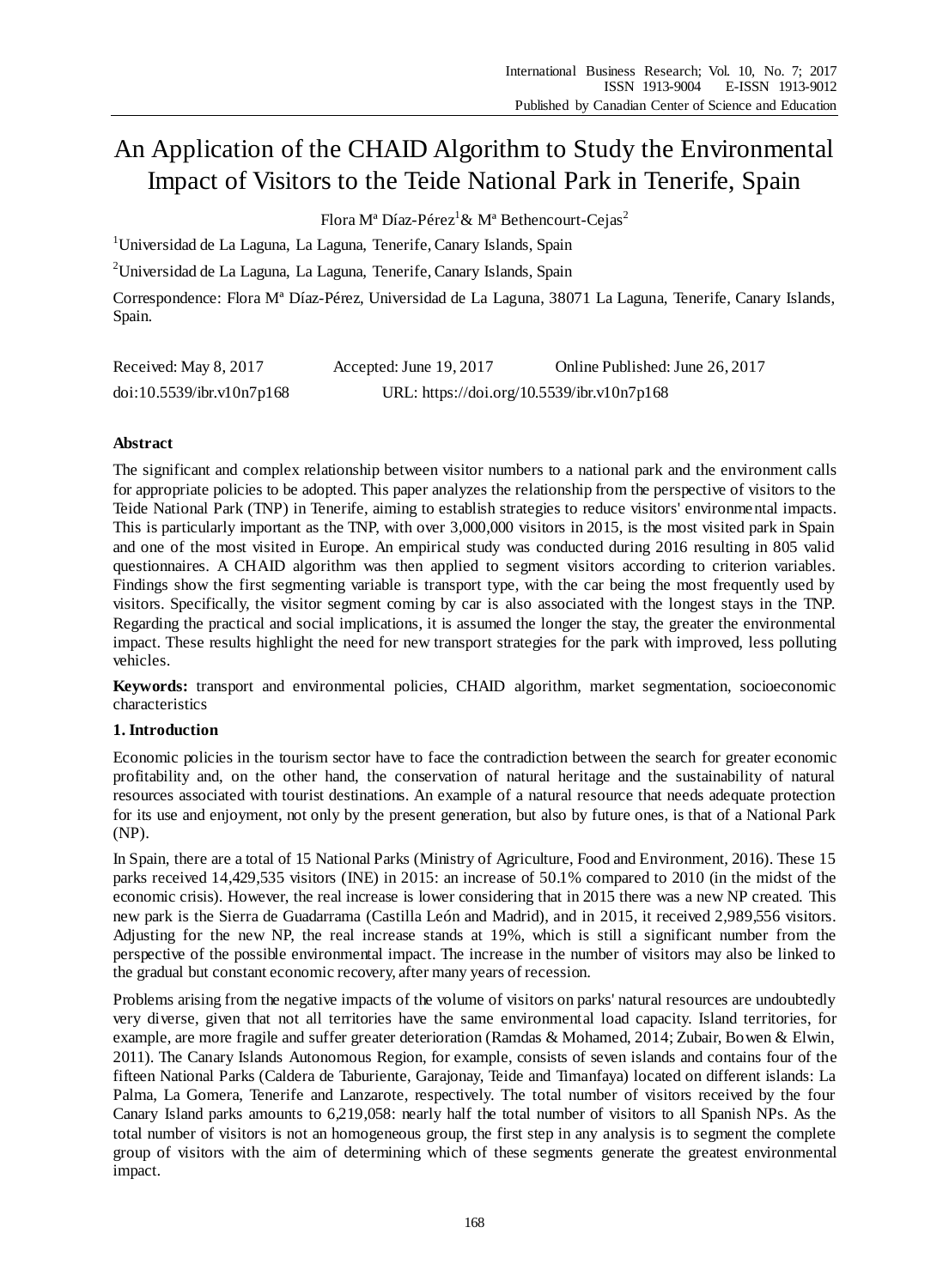# An Application of the CHAID Algorithm to Study the Environmental Impact of Visitors to the Teide National Park in Tenerife, Spain

Flora Mª Díaz-Pérez[1]& Mª Bethencourt-Cejas[2]

[1]Universidad de La Laguna, La Laguna, Tenerife, Canary Islands, Spain

[2]Universidad de La Laguna, La Laguna, Tenerife, Canary Islands, Spain

Correspondence: Flora Mª Díaz-Pérez, Universidad de La Laguna, 38071 La Laguna, Tenerife, Canary Islands, Spain.

Received: May 8, 2017 Accepted: June 19, 2017 Online Published: June 26, 2017

doi:10.5539/ibr.v10n7p168 URL: https://doi.org/10.5539/ibr.v10n7p168

## Abstract

The significant and complex relationship between visitor numbers to a national park and the environment calls for appropriate policies to be adopted. This paper analyzes the relationship from the perspective of visitors to the Teide National Park (TNP) in Tenerife, aiming to establish strategies to reduce visitors' environmental impacts. This is particularly important as the TNP, with over 3,000,000 visitors in 2015, is the most visited park in Spain and one of the most visited in Europe. An empirical study was conducted during 2016 resulting in 805 valid questionnaires. A CHAID algorithm was then applied to segment visitors according to criterion variables. Findings show the first segmenting variable is transport type, with the car being the most frequently used by visitors. Specifically, the visitor segment coming by car is also associated with the longest stays in the TNP. Regarding the practical and social implications, it is assumed the longer the stay, the greater the environmental impact. These results highlight the need for new transport strategies for the park with improved, less polluting vehicles.

**Keywords:** transport and environmental policies, CHAID algorithm, market segmentation, socioeconomic characteristics

## 1. Introduction

Economic policies in the tourism sector have to face the contradiction between the search for greater economic profitability and, on the other hand, the conservation of natural heritage and the sustainability of natural resources associated with tourist destinations. An example of a natural resource that needs adequate protection for its use and enjoyment, not only by the present generation, but also by future ones, is that of a National Park (NP).

In Spain, there are a total of 15 National Parks (Ministry of Agriculture, Food and Environment, 2016). These 15 parks received 14,429,535 visitors (INE) in 2015: an increase of 50.1% compared to 2010 (in the midst of the economic crisis). However, the real increase is lower considering that in 2015 there was a new NP created. This new park is the Sierra de Guadarrama (Castilla León and Madrid), and in 2015, it received 2,989,556 visitors. Adjusting for the new NP, the real increase stands at 19%, which is still a significant number from the perspective of the possible environmental impact. The increase in the number of visitors may also be linked to the gradual but constant economic recovery, after many years of recession.

Problems arising from the negative impacts of the volume of visitors on parks' natural resources are undoubtedly very diverse, given that not all territories have the same environmental load capacity. Island territories, for example, are more fragile and suffer greater deterioration (Ramdas & Mohamed, 2014; Zubair, Bowen & Elwin, 2011). The Canary Islands Autonomous Region, for example, consists of seven islands and contains four of the fifteen National Parks (Caldera de Taburiente, Garajonay, Teide and Timanfaya) located on different islands: La Palma, La Gomera, Tenerife and Lanzarote, respectively. The total number of visitors received by the four Canary Island parks amounts to 6,219,058: nearly half the total number of visitors to all Spanish NPs. As the total number of visitors is not an homogeneous group, the first step in any analysis is to segment the complete group of visitors with the aim of determining which of these segments generate the greatest environmental impact.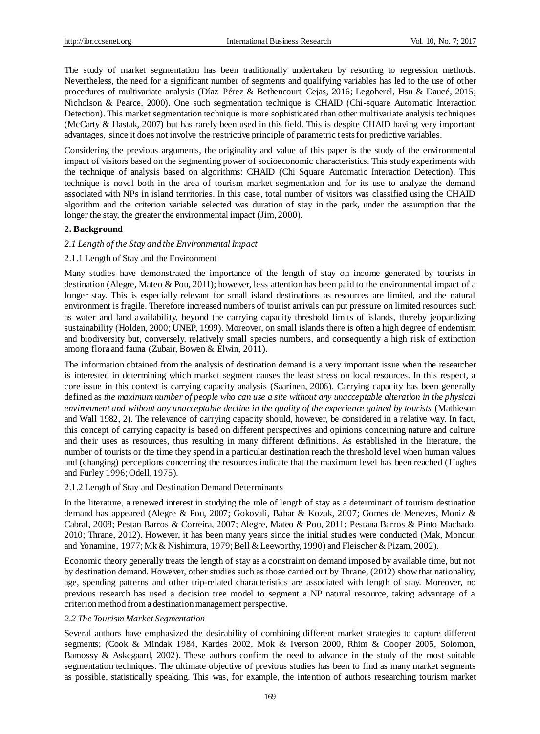The study of market segmentation has been traditionally undertaken by resorting to regression methods. Nevertheless, the need for a significant number of segments and qualifying variables has led to the use of other procedures of multivariate analysis (Díaz–Pérez & Bethencourt–Cejas, 2016; Legoherel, Hsu & Daucé, 2015; Nicholson & Pearce, 2000). One such segmentation technique is CHAID (Chi-square Automatic Interaction Detection). This market segmentation technique is more sophisticated than other multivariate analysis techniques (McCarty & Hastak, 2007) but has rarely been used in this field. This is despite CHAID having very important advantages, since it does not involve the restrictive principle of parametric tests for predictive variables.

Considering the previous arguments, the originality and value of this paper is the study of the environmental impact of visitors based on the segmenting power of socioeconomic characteristics. This study experiments with the technique of analysis based on algorithms: CHAID (Chi Square Automatic Interaction Detection). This technique is novel both in the area of tourism market segmentation and for its use to analyze the demand associated with NPs in island territories. In this case, total number of visitors was classified using the CHAID algorithm and the criterion variable selected was duration of stay in the park, under the assumption that the longer the stay, the greater the environmental impact (Jim, 2000).

## 2. Background

### *2.1 Length of the Stay and the Environmental Impact*

#### 2.1.1 Length of Stay and the Environment

Many studies have demonstrated the importance of the length of stay on income generated by tourists in destination (Alegre, Mateo & Pou, 2011); however, less attention has been paid to the environmental impact of a longer stay. This is especially relevant for small island destinations as resources are limited, and the natural environment is fragile. Therefore increased numbers of tourist arrivals can put pressure on limited resources such as water and land availability, beyond the carrying capacity threshold limits of islands, thereby jeopardizing sustainability (Holden, 2000; UNEP, 1999). Moreover, on small islands there is often a high degree of endemism and biodiversity but, conversely, relatively small species numbers, and consequently a high risk of extinction among flora and fauna (Zubair, Bowen & Elwin, 2011).

The information obtained from the analysis of destination demand is a very important issue when the researcher is interested in determining which market segment causes the least stress on local resources. In this respect, a core issue in this context is carrying capacity analysis (Saarinen, 2006). Carrying capacity has been generally defined as *the maximum number of people who can use a site without any unacceptable alteration in the physical environment and without any unacceptable decline in the quality of the experience gained by tourists* (Mathieson and Wall 1982, 2). The relevance of carrying capacity should, however, be considered in a relative way. In fact, this concept of carrying capacity is based on different perspectives and opinions concerning nature and culture and their uses as resources, thus resulting in many different definitions. As established in the literature, the number of tourists or the time they spend in a particular destination reach the threshold level when human values and (changing) perceptions concerning the resources indicate that the maximum level has been reached (Hughes and Furley 1996; Odell, 1975).

#### 2.1.2 Length of Stay and Destination Demand Determinants

In the literature, a renewed interest in studying the role of length of stay as a determinant of tourism destination demand has appeared (Alegre & Pou, 2007; Gokovali, Bahar & Kozak, 2007; Gomes de Menezes, Moniz & Cabral, 2008; Pestan Barros & Correira, 2007; Alegre, Mateo & Pou, 2011; Pestana Barros & Pinto Machado, 2010; Thrane, 2012). However, it has been many years since the initial studies were conducted (Mak, Moncur, and Yonamine, 1977; Mk & Nishimura, 1979; Bell & Leeworthy, 1990) and Fleischer & Pizam, 2002).

Economic theory generally treats the length of stay as a constraint on demand imposed by available time, but not by destination demand. However, other studies such as those carried out by Thrane, (2012) show that nationality, age, spending patterns and other trip-related characteristics are associated with length of stay. Moreover, no previous research has used a decision tree model to segment a NP natural resource, taking advantage of a criterion method from a destination management perspective.

### *2.2 The Tourism Market Segmentation*

Several authors have emphasized the desirability of combining different market strategies to capture different segments; (Cook & Mindak 1984, Kardes 2002, Mok & Iverson 2000, Rhim & Cooper 2005, Solomon, Bamossy & Askegaard, 2002). These authors confirm the need to advance in the study of the most suitable segmentation techniques. The ultimate objective of previous studies has been to find as many market segments as possible, statistically speaking. This was, for example, the intention of authors researching tourism market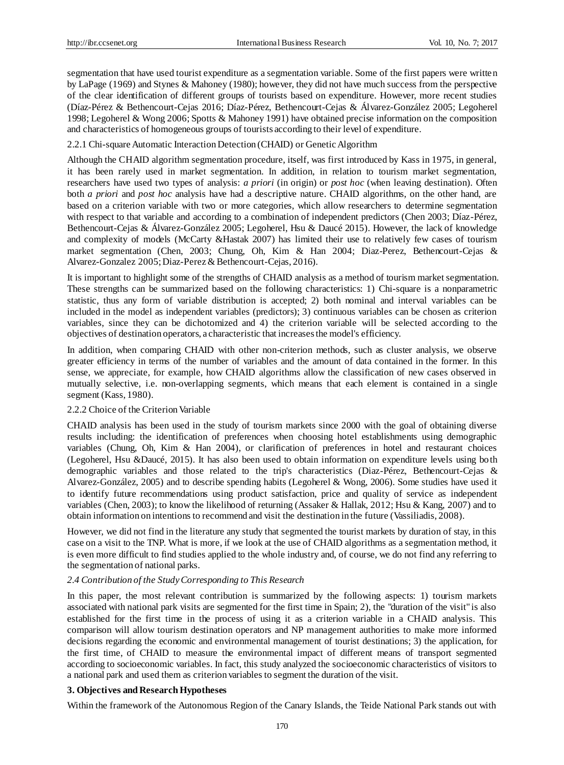segmentation that have used tourist expenditure as a segmentation variable. Some of the first papers were written by LaPage (1969) and Stynes & Mahoney (1980); however, they did not have much success from the perspective of the clear identification of different groups of tourists based on expenditure. However, more recent studies (Díaz-Pérez & Bethencourt-Cejas 2016; Díaz-Pérez, Bethencourt-Cejas & Álvarez-González 2005; Legoherel 1998; Legoherel & Wong 2006; Spotts & Mahoney 1991) have obtained precise information on the composition and characteristics of homogeneous groups of tourists according to their level of expenditure.

#### 2.2.1 Chi-square Automatic Interaction Detection (CHAID) or Genetic Algorithm

Although the CHAID algorithm segmentation procedure, itself, was first introduced by Kass in 1975, in general, it has been rarely used in market segmentation. In addition, in relation to tourism market segmentation, researchers have used two types of analysis: *a priori* (in origin) or *post hoc* (when leaving destination). Often both *a priori* and *post hoc* analysis have had a descriptive nature. CHAID algorithms, on the other hand, are based on a criterion variable with two or more categories, which allow researchers to determine segmentation with respect to that variable and according to a combination of independent predictors (Chen 2003; Díaz-Pérez, Bethencourt-Cejas & Álvarez-González 2005; Legoherel, Hsu & Daucé 2015). However, the lack of knowledge and complexity of models (McCarty &Hastak 2007) has limited their use to relatively few cases of tourism market segmentation (Chen, 2003; Chung, Oh, Kim & Han 2004; Diaz-Perez, Bethencourt-Cejas & Alvarez-Gonzalez 2005; Diaz-Perez & Bethencourt-Cejas, 2016).

It is important to highlight some of the strengths of CHAID analysis as a method of tourism market segmentation. These strengths can be summarized based on the following characteristics: 1) Chi-square is a nonparametric statistic, thus any form of variable distribution is accepted; 2) both nominal and interval variables can be included in the model as independent variables (predictors); 3) continuous variables can be chosen as criterion variables, since they can be dichotomized and 4) the criterion variable will be selected according to the objectives of destination operators, a characteristic that increases the model's efficiency.

In addition, when comparing CHAID with other non-criterion methods, such as cluster analysis, we observe greater efficiency in terms of the number of variables and the amount of data contained in the former. In this sense, we appreciate, for example, how CHAID algorithms allow the classification of new cases observed in mutually selective, i.e. non-overlapping segments, which means that each element is contained in a single segment (Kass, 1980).

#### 2.2.2 Choice of the Criterion Variable

CHAID analysis has been used in the study of tourism markets since 2000 with the goal of obtaining diverse results including: the identification of preferences when choosing hotel establishments using demographic variables (Chung, Oh, Kim & Han 2004), or clarification of preferences in hotel and restaurant choices (Legoherel, Hsu &Daucé, 2015). It has also been used to obtain information on expenditure levels using both demographic variables and those related to the trip's characteristics (Diaz-Pérez, Bethencourt-Cejas & Alvarez-González, 2005) and to describe spending habits (Legoherel & Wong, 2006). Some studies have used it to identify future recommendations using product satisfaction, price and quality of service as independent variables (Chen, 2003); to know the likelihood of returning (Assaker & Hallak, 2012; Hsu & Kang, 2007) and to obtain information on intentions to recommend and visit the destination in the future (Vassiliadis, 2008).

However, we did not find in the literature any study that segmented the tourist markets by duration of stay, in this case on a visit to the TNP. What is more, if we look at the use of CHAID algorithms as a segmentation method, it is even more difficult to find studies applied to the whole industry and, of course, we do not find any referring to the segmentation of national parks.

### *2.4 Contribution of the Study Corresponding to This Research*

In this paper, the most relevant contribution is summarized by the following aspects: 1) tourism markets associated with national park visits are segmented for the first time in Spain; 2), the "duration of the visit" is also established for the first time in the process of using it as a criterion variable in a CHAID analysis. This comparison will allow tourism destination operators and NP management authorities to make more informed decisions regarding the economic and environmental management of tourist destinations; 3) the application, for the first time, of CHAID to measure the environmental impact of different means of transport segmented according to socioeconomic variables. In fact, this study analyzed the socioeconomic characteristics of visitors to a national park and used them as criterion variables to segment the duration of the visit.

## 3. Objectives and Research Hypotheses

Within the framework of the Autonomous Region of the Canary Islands, the Teide National Park stands out with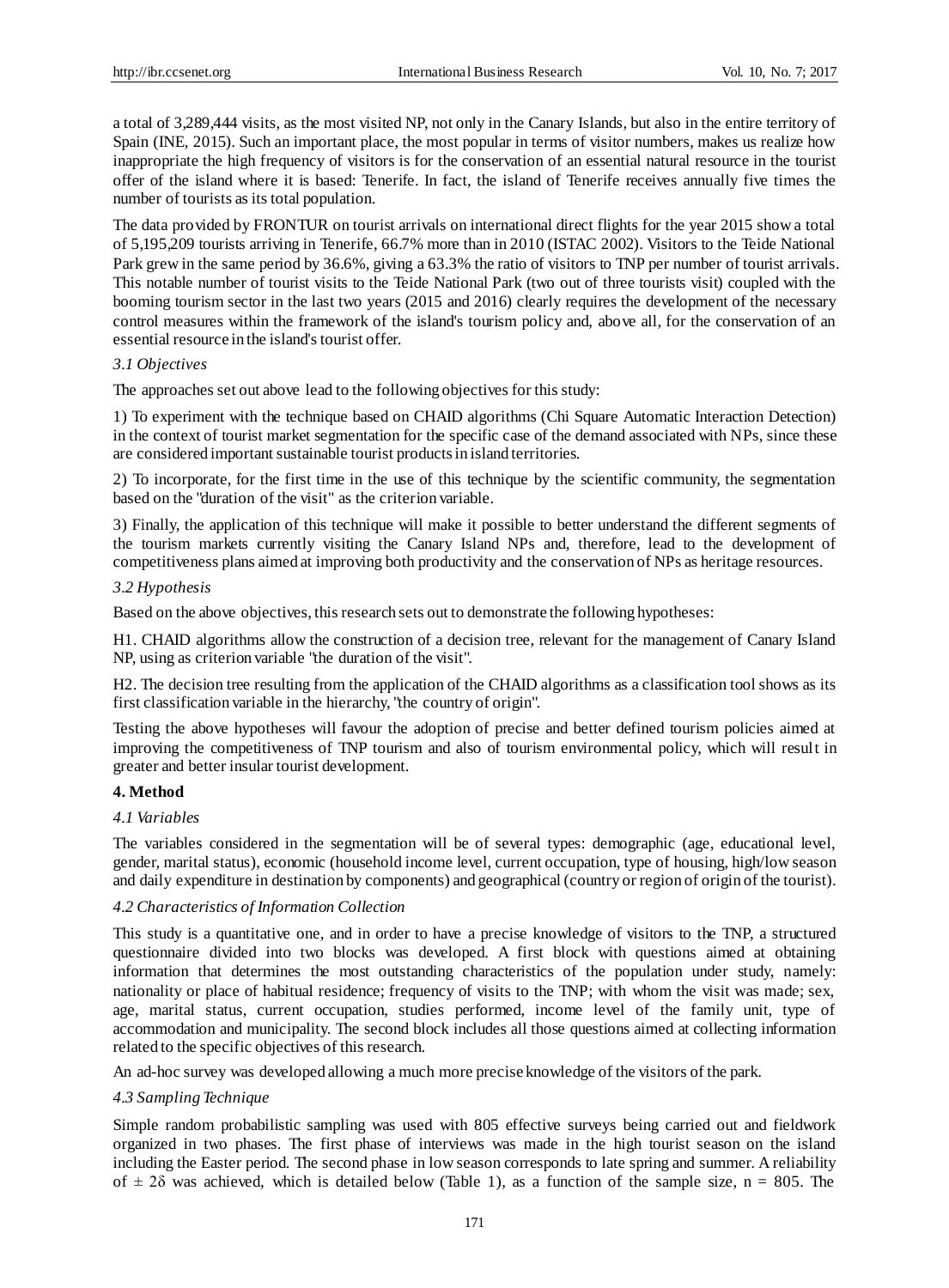a total of 3,289,444 visits, as the most visited NP, not only in the Canary Islands, but also in the entire territory of Spain (INE, 2015). Such an important place, the most popular in terms of visitor numbers, makes us realize how inappropriate the high frequency of visitors is for the conservation of an essential natural resource in the tourist offer of the island where it is based: Tenerife. In fact, the island of Tenerife receives annually five times the number of tourists as its total population.

The data provided by FRONTUR on tourist arrivals on international direct flights for the year 2015 show a total of 5,195,209 tourists arriving in Tenerife, 66.7% more than in 2010 (ISTAC 2002). Visitors to the Teide National Park grew in the same period by 36.6%, giving a 63.3% the ratio of visitors to TNP per number of tourist arrivals. This notable number of tourist visits to the Teide National Park (two out of three tourists visit) coupled with the booming tourism sector in the last two years (2015 and 2016) clearly requires the development of the necessary control measures within the framework of the island's tourism policy and, above all, for the conservation of an essential resource in the island's tourist offer.

### *3.1 Objectives*

The approaches set out above lead to the following objectives for this study:

1) To experiment with the technique based on CHAID algorithms (Chi Square Automatic Interaction Detection) in the context of tourist market segmentation for the specific case of the demand associated with NPs, since these are considered important sustainable tourist products in island territories.

2) To incorporate, for the first time in the use of this technique by the scientific community, the segmentation based on the "duration of the visit" as the criterion variable.

3) Finally, the application of this technique will make it possible to better understand the different segments of the tourism markets currently visiting the Canary Island NPs and, therefore, lead to the development of competitiveness plans aimed at improving both productivity and the conservation of NPs as heritage resources.

### *3.2 Hypothesis*

Based on the above objectives, this research sets out to demonstrate the following hypotheses:

H1. CHAID algorithms allow the construction of a decision tree, relevant for the management of Canary Island NP, using as criterion variable "the duration of the visit".

H2. The decision tree resulting from the application of the CHAID algorithms as a classification tool shows as its first classification variable in the hierarchy, "the country of origin".

Testing the above hypotheses will favour the adoption of precise and better defined tourism policies aimed at improving the competitiveness of TNP tourism and also of tourism environmental policy, which will result in greater and better insular tourist development.

## **4. Method**

### *4.1 Variables*

The variables considered in the segmentation will be of several types: demographic (age, educational level, gender, marital status), economic (household income level, current occupation, type of housing, high/low season and daily expenditure in destination by components) and geographical (country or region of origin of the tourist).

### *4.2 Characteristics of Information Collection*

This study is a quantitative one, and in order to have a precise knowledge of visitors to the TNP, a structured questionnaire divided into two blocks was developed. A first block with questions aimed at obtaining information that determines the most outstanding characteristics of the population under study, namely: nationality or place of habitual residence; frequency of visits to the TNP; with whom the visit was made; sex, age, marital status, current occupation, studies performed, income level of the family unit, type of accommodation and municipality. The second block includes all those questions aimed at collecting information related to the specific objectives of this research.

An ad-hoc survey was developed allowing a much more precise knowledge of the visitors of the park.

### *4.3 Sampling Technique*

Simple random probabilistic sampling was used with 805 effective surveys being carried out and fieldwork organized in two phases. The first phase of interviews was made in the high tourist season on the island including the Easter period. The second phase in low season corresponds to late spring and summer. A reliability of $\pm 2\delta$ was achieved, which is detailed below (Table 1), as a function of the sample size, $n = 805$. The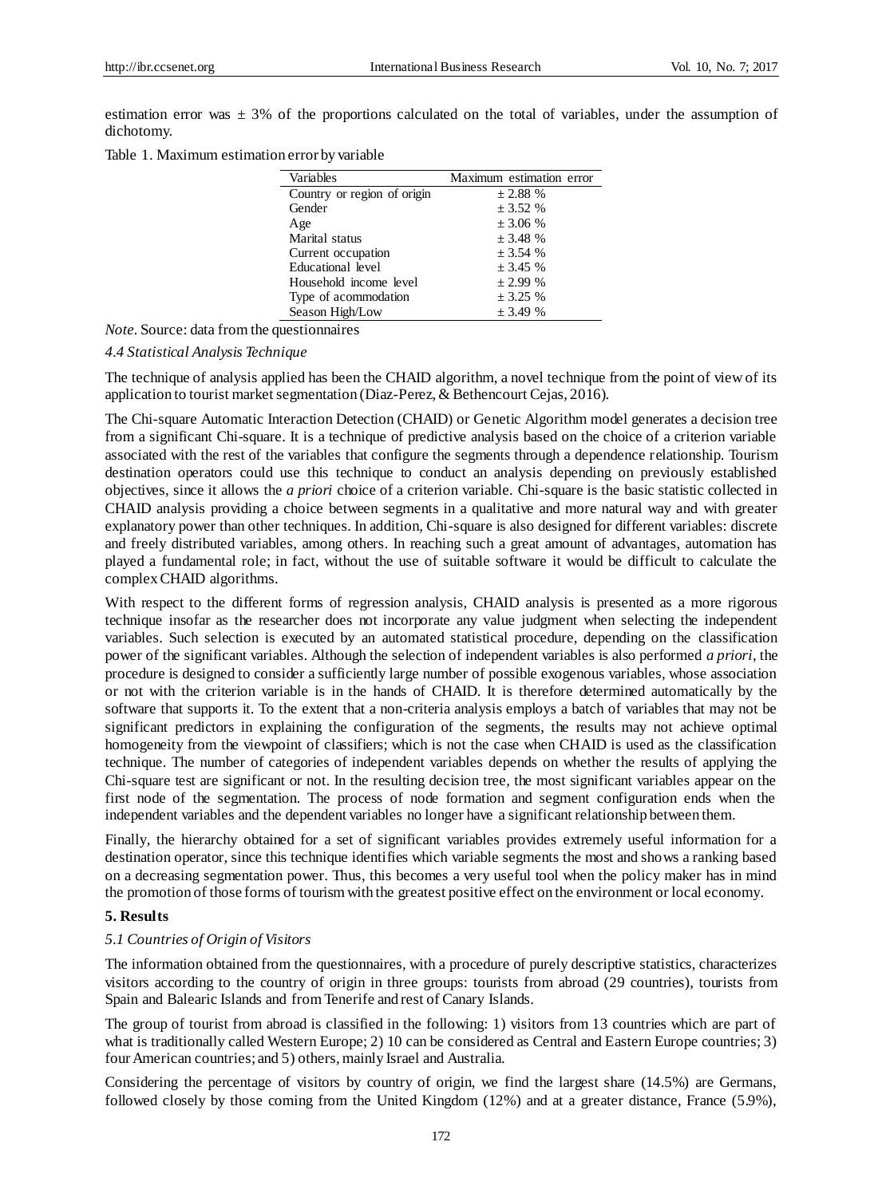estimation error was ± 3% of the proportions calculated on the total of variables, under the assumption of dichotomy.

Table 1. Maximum estimation error by variable

| Variables | Maximum estimation error |
|---|---|
| Country or region of origin | ± 2.88 % |
| Gender | ± 3.52 % |
| Age | ± 3.06 % |
| Marital status | ± 3.48 % |
| Current occupation | ± 3.54 % |
| Educational level | ± 3.45 % |
| Household income level | ± 2.99 % |
| Type of acommodation | ± 3.25 % |
| Season High/Low | ± 3.49 % |

*Note*. Source: data from the questionnaires

### *4.4 Statistical Analysis Technique*

The technique of analysis applied has been the CHAID algorithm, a novel technique from the point of view of its application to tourist market segmentation (Diaz-Perez, & Bethencourt Cejas, 2016).

The Chi-square Automatic Interaction Detection (CHAID) or Genetic Algorithm model generates a decision tree from a significant Chi-square. It is a technique of predictive analysis based on the choice of a criterion variable associated with the rest of the variables that configure the segments through a dependence relationship. Tourism destination operators could use this technique to conduct an analysis depending on previously established objectives, since it allows the *a priori* choice of a criterion variable. Chi-square is the basic statistic collected in CHAID analysis providing a choice between segments in a qualitative and more natural way and with greater explanatory power than other techniques. In addition, Chi-square is also designed for different variables: discrete and freely distributed variables, among others. In reaching such a great amount of advantages, automation has played a fundamental role; in fact, without the use of suitable software it would be difficult to calculate the complex CHAID algorithms.

With respect to the different forms of regression analysis, CHAID analysis is presented as a more rigorous technique insofar as the researcher does not incorporate any value judgment when selecting the independent variables. Such selection is executed by an automated statistical procedure, depending on the classification power of the significant variables. Although the selection of independent variables is also performed *a priori*, the procedure is designed to consider a sufficiently large number of possible exogenous variables, whose association or not with the criterion variable is in the hands of CHAID. It is therefore determined automatically by the software that supports it. To the extent that a non-criteria analysis employs a batch of variables that may not be significant predictors in explaining the configuration of the segments, the results may not achieve optimal homogeneity from the viewpoint of classifiers; which is not the case when CHAID is used as the classification technique. The number of categories of independent variables depends on whether the results of applying the Chi-square test are significant or not. In the resulting decision tree, the most significant variables appear on the first node of the segmentation. The process of node formation and segment configuration ends when the independent variables and the dependent variables no longer have a significant relationship between them.

Finally, the hierarchy obtained for a set of significant variables provides extremely useful information for a destination operator, since this technique identifies which variable segments the most and shows a ranking based on a decreasing segmentation power. Thus, this becomes a very useful tool when the policy maker has in mind the promotion of those forms of tourism with the greatest positive effect on the environment or local economy.

## **5. Results**

### *5.1 Countries of Origin of Visitors*

The information obtained from the questionnaires, with a procedure of purely descriptive statistics, characterizes visitors according to the country of origin in three groups: tourists from abroad (29 countries), tourists from Spain and Balearic Islands and from Tenerife and rest of Canary Islands.

The group of tourist from abroad is classified in the following: 1) visitors from 13 countries which are part of what is traditionally called Western Europe; 2) 10 can be considered as Central and Eastern Europe countries; 3) four American countries; and 5) others, mainly Israel and Australia.

Considering the percentage of visitors by country of origin, we find the largest share (14.5%) are Germans, followed closely by those coming from the United Kingdom (12%) and at a greater distance, France (5.9%),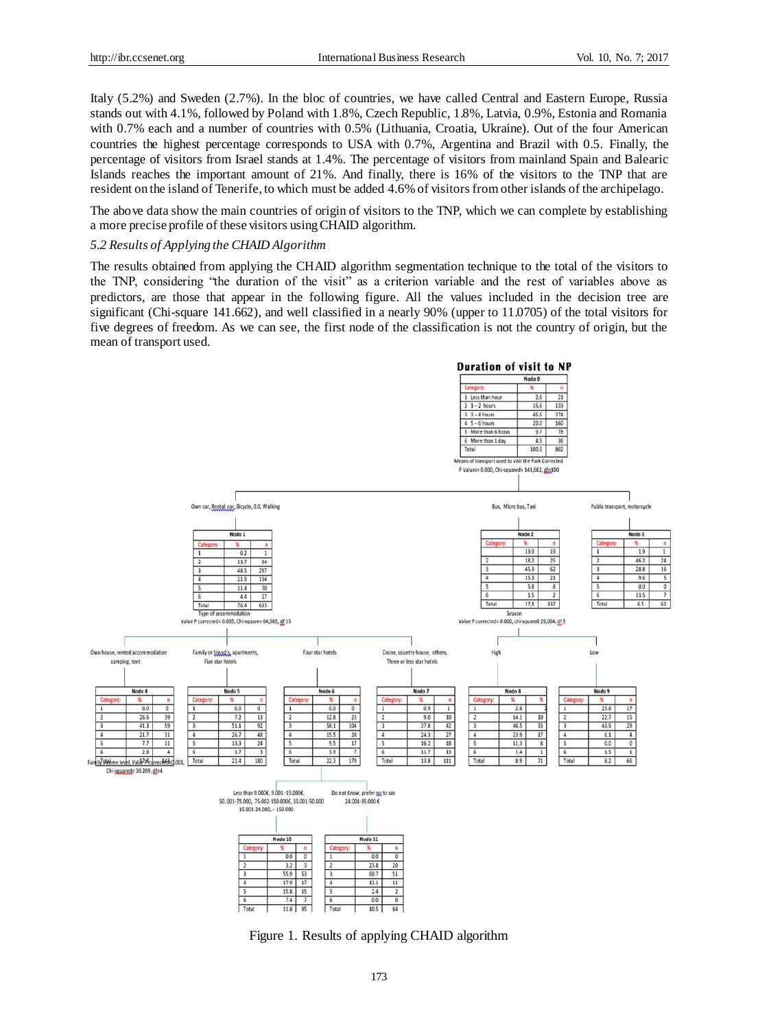Italy (5.2%) and Sweden (2.7%). In the bloc of countries, we have called Central and Eastern Europe, Russia stands out with 4.1%, followed by Poland with 1.8%, Czech Republic, 1.8%, Latvia, 0.9%, Estonia and Romania with 0.7% each and a number of countries with 0.5% (Lithuania, Croatia, Ukraine). Out of the four American countries the highest percentage corresponds to USA with 0.7%, Argentina and Brazil with 0.5. Finally, the percentage of visitors from Israel stands at 1.4%. The percentage of visitors from mainland Spain and Balearic Islands reaches the important amount of 21%. And finally, there is 16% of the visitors to the TNP that are resident on the island of Tenerife, to which must be added 4.6% of visitors from other islands of the archipelago.

The above data show the main countries of origin of visitors to the TNP, which we can complete by establishing a more precise profile of these visitors using CHAID algorithm.

*5.2 Results of Applying the CHAID Algorithm*

The results obtained from applying the CHAID algorithm segmentation technique to the total of the visitors to the TNP, considering "the duration of the visit" as a criterion variable and the rest of variables above as predictors, are those that appear in the following figure. All the values included in the decision tree are significant (Chi-square 141.662), and well classified in a nearly 90% (upper to 11.0705) of the total visitors for five degrees of freedom. As we can see, the first node of the classification is not the country of origin, but the mean of transport used.

**Duration of visit to NP**

Nodo 0

| Category: | % | n |
|---|---|---|
| 1 Less than hour | 2.6 | 21 |
| 2 1 - 2 hours | 16.6 | 133 |
| 3 3 - 4 hours | 46.6 | 374 |
| 4 5 - 6 hours | 20.0 | 160 |
| 5 More than 6 horas | 9.7 | 78 |
| 6 More than 1 day | 4.5 | 36 |
| Total | 100.0 | 802 |

Means of transport used to visit the Park Corrected P Values= 0.000, Chi-squared= 141,662, df=100

Own car, Rental car, Bicycle, 0.0, Walking — Nodo 1

| Category: | % | n |
|---|---|---|
| 1 | 0.2 | 1 |
| 2 | 13.7 | 84 |
| 3 | 48.5 | 297 |
| 4 | 21.9 | 134 |
| 5 | 11.4 | 70 |
| 6 | 4.4 | 27 |
| Total | 76.4 | 613 |

Type of accommodation Value P corrected= 0.005, Chi-square= 64,985, df 15

Bus, Micro bus, Taxi — Nodo 2

| Category: | % | n |
|---|---|---|
| 1 | 13.9 | 19 |
| 2 | 18.2 | 25 |
| 3 | 45.3 | 62 |
| 4 | 15.3 | 21 |
| 5 | 5.8 | 8 |
| 6 | 1.5 | 2 |
| Total | 17.1 | 137 |

Season Value P corrected= 0.000, chi-square0 29,004, df 5

Public transport, motorcycle — Nodo 3

| Category: | % | n |
|---|---|---|
| 1 | 1.9 | 1 |
| 2 | 46.2 | 24 |
| 3 | 28.8 | 16 |
| 4 | 9.6 | 5 |
| 5 | 0.0 | 0 |
| 6 | 13.5 | 7 |
| Total | 6.5 | 62 |

Own house, rented accommodation camping, tent — Nodo 4

| Category: | % | n |
|---|---|---|
| 1 | 0.0 | 0 |
| 2 | 26.6 | 39 |
| 3 | 41.3 | 59 |
| 4 | 21.7 | 31 |
| 5 | 7.7 | 11 |
| 6 | 2.8 | 4 |
| Total | 17.8 | 143 |

Family income level, Value P corrected=0.001, Chi-squared= 30.269, df=4

Family or friend's, apartments, Five star hotels — Nodo 5

| Category: | % | n |
|---|---|---|
| 1 | 0.0 | 0 |
| 2 | 7.2 | 13 |
| 3 | 51.1 | 92 |
| 4 | 26.7 | 48 |
| 5 | 13.3 | 24 |
| 6 | 1.7 | 3 |
| Total | 22.4 | 180 |

Four star hotels — Nodo 6

| Category: | % | n |
|---|---|---|
| 1 | 0.0 | 0 |
| 2 | 12.8 | 23 |
| 3 | 58.1 | 104 |
| 4 | 15.5 | 28 |
| 5 | 9.5 | 17 |
| 6 | 3.9 | 7 |
| Total | 22.3 | 179 |

Cruise, country house, others, Three or less star hotels — Nodo 7

| Category: | % | n |
|---|---|---|
| 1 | 0.9 | 1 |
| 2 | 9.0 | 10 |
| 3 | 37.8 | 42 |
| 4 | 24.3 | 27 |
| 5 | 16.2 | 18 |
| 6 | 11.7 | 13 |
| Total | 13.8 | 111 |

High — Nodo 8

| Category: | % | N |
|---|---|---|
| 1 | 2.8 | 2 |
| 2 | 14.1 | 10 |
| 3 | 46.5 | 33 |
| 4 | 23.9 | 17 |
| 5 | 11.3 | 8 |
| 6 | 1.4 | 1 |
| Total | 8.9 | 71 |

Low — Nodo 9

| Category: | % | n |
|---|---|---|
| 1 | 25.8 | 17 |
| 2 | 22.7 | 15 |
| 3 | 43.9 | 29 |
| 4 | 6.1 | 4 |
| 5 | 0.0 | 0 |
| 6 | 1.5 | 1 |
| Total | 8.2 | 66 |

Less than 9.000€, 9.001 -15.000€, 50.001-75.000, 75.002-150.000€, 35.001-50.000, 15.001-24.000, + 150.000 — Nodo 10

| Category: | % | n |
|---|---|---|
| 1 | 0.0 | 0 |
| 2 | 3.2 | 3 |
| 3 | 55.9 | 53 |
| 4 | 17.9 | 17 |
| 5 | 15.8 | 15 |
| 6 | 7.4 | 7 |
| Total | 11.8 | 95 |

Do not Know, prefer no to say 24.001-35.000 € — Nodo 11

| Category: | % | n |
|---|---|---|
| 1 | 0.0 | 0 |
| 2 | 23.8 | 20 |
| 3 | 60.7 | 51 |
| 4 | 13.1 | 11 |
| 5 | 2.4 | 2 |
| 6 | 0.0 | 0 |
| Total | 10.5 | 84 |

Figure 1. Results of applying CHAID algorithm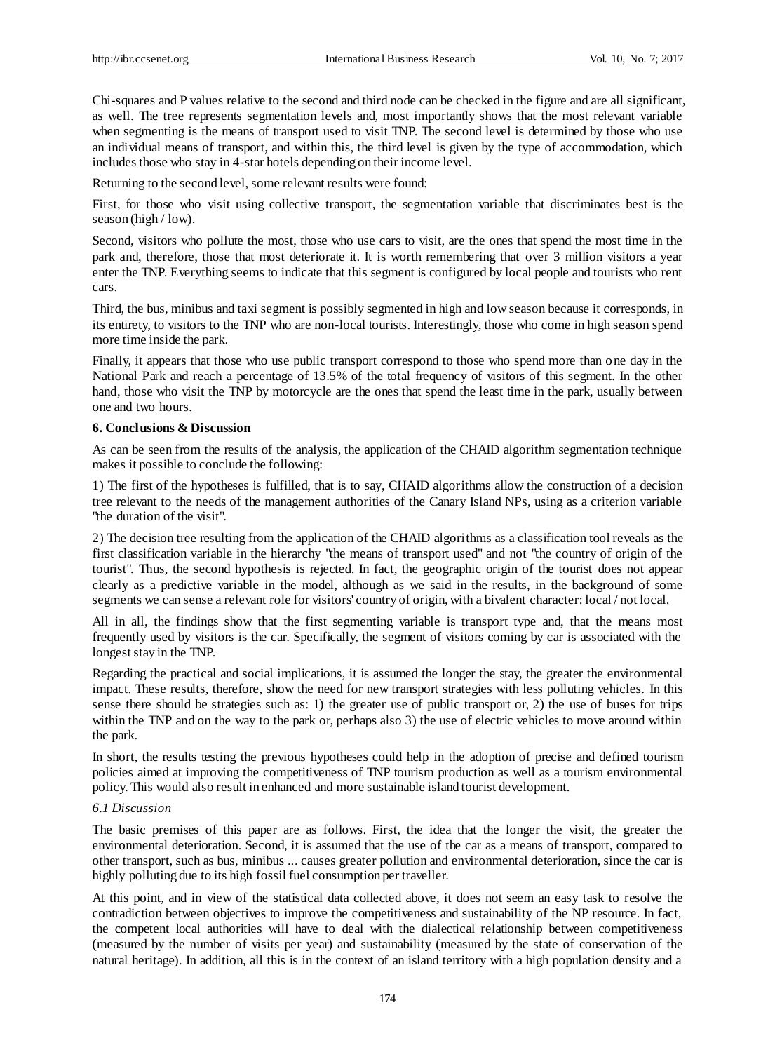Chi-squares and P values relative to the second and third node can be checked in the figure and are all significant, as well. The tree represents segmentation levels and, most importantly shows that the most relevant variable when segmenting is the means of transport used to visit TNP. The second level is determined by those who use an individual means of transport, and within this, the third level is given by the type of accommodation, which includes those who stay in 4-star hotels depending on their income level.

Returning to the second level, some relevant results were found:

First, for those who visit using collective transport, the segmentation variable that discriminates best is the season (high / low).

Second, visitors who pollute the most, those who use cars to visit, are the ones that spend the most time in the park and, therefore, those that most deteriorate it. It is worth remembering that over 3 million visitors a year enter the TNP. Everything seems to indicate that this segment is configured by local people and tourists who rent cars.

Third, the bus, minibus and taxi segment is possibly segmented in high and low season because it corresponds, in its entirety, to visitors to the TNP who are non-local tourists. Interestingly, those who come in high season spend more time inside the park.

Finally, it appears that those who use public transport correspond to those who spend more than one day in the National Park and reach a percentage of 13.5% of the total frequency of visitors of this segment. In the other hand, those who visit the TNP by motorcycle are the ones that spend the least time in the park, usually between one and two hours.

## 6. Conclusions & Discussion

As can be seen from the results of the analysis, the application of the CHAID algorithm segmentation technique makes it possible to conclude the following:

1) The first of the hypotheses is fulfilled, that is to say, CHAID algorithms allow the construction of a decision tree relevant to the needs of the management authorities of the Canary Island NPs, using as a criterion variable "the duration of the visit".

2) The decision tree resulting from the application of the CHAID algorithms as a classification tool reveals as the first classification variable in the hierarchy "the means of transport used" and not "the country of origin of the tourist". Thus, the second hypothesis is rejected. In fact, the geographic origin of the tourist does not appear clearly as a predictive variable in the model, although as we said in the results, in the background of some segments we can sense a relevant role for visitors' country of origin, with a bivalent character: local / not local.

All in all, the findings show that the first segmenting variable is transport type and, that the means most frequently used by visitors is the car. Specifically, the segment of visitors coming by car is associated with the longest stay in the TNP.

Regarding the practical and social implications, it is assumed the longer the stay, the greater the environmental impact. These results, therefore, show the need for new transport strategies with less polluting vehicles. In this sense there should be strategies such as: 1) the greater use of public transport or, 2) the use of buses for trips within the TNP and on the way to the park or, perhaps also 3) the use of electric vehicles to move around within the park.

In short, the results testing the previous hypotheses could help in the adoption of precise and defined tourism policies aimed at improving the competitiveness of TNP tourism production as well as a tourism environmental policy. This would also result in enhanced and more sustainable island tourist development.

### *6.1 Discussion*

The basic premises of this paper are as follows. First, the idea that the longer the visit, the greater the environmental deterioration. Second, it is assumed that the use of the car as a means of transport, compared to other transport, such as bus, minibus ... causes greater pollution and environmental deterioration, since the car is highly polluting due to its high fossil fuel consumption per traveller.

At this point, and in view of the statistical data collected above, it does not seem an easy task to resolve the contradiction between objectives to improve the competitiveness and sustainability of the NP resource. In fact, the competent local authorities will have to deal with the dialectical relationship between competitiveness (measured by the number of visits per year) and sustainability (measured by the state of conservation of the natural heritage). In addition, all this is in the context of an island territory with a high population density and a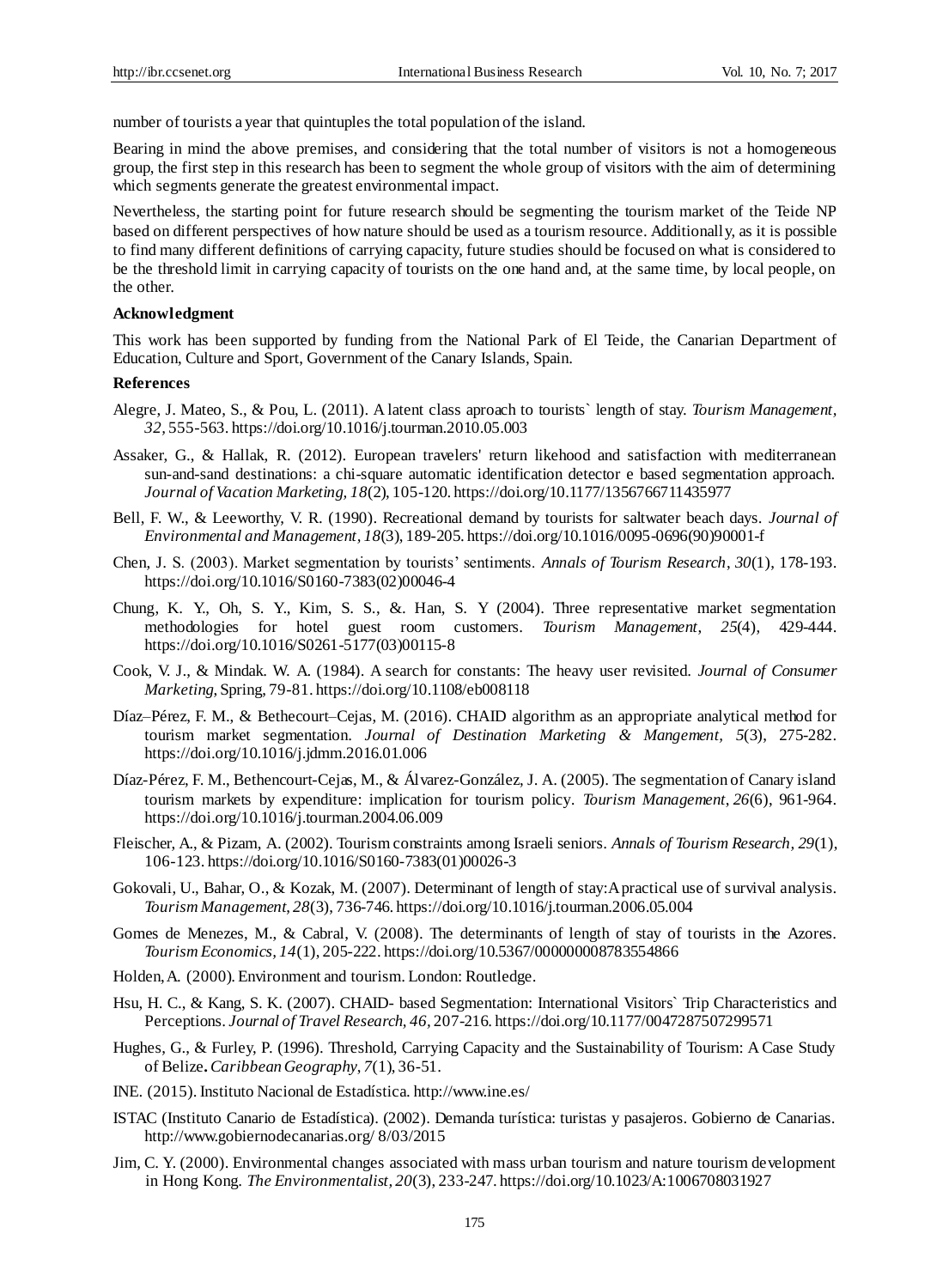number of tourists a year that quintuples the total population of the island.

Bearing in mind the above premises, and considering that the total number of visitors is not a homogeneous group, the first step in this research has been to segment the whole group of visitors with the aim of determining which segments generate the greatest environmental impact.

Nevertheless, the starting point for future research should be segmenting the tourism market of the Teide NP based on different perspectives of how nature should be used as a tourism resource. Additionally, as it is possible to find many different definitions of carrying capacity, future studies should be focused on what is considered to be the threshold limit in carrying capacity of tourists on the one hand and, at the same time, by local people, on the other.

**Acknowledgment**

This work has been supported by funding from the National Park of El Teide, the Canarian Department of Education, Culture and Sport, Government of the Canary Islands, Spain.

**References**

Alegre, J. Mateo, S., & Pou, L. (2011). A latent class aproach to tourists` length of stay. *Tourism Management, 32,* 555-563. https://doi.org/10.1016/j.tourman.2010.05.003

Assaker, G., & Hallak, R. (2012). European travelers' return likehood and satisfaction with mediterranean sun-and-sand destinations: a chi-square automatic identification detector e based segmentation approach. *Journal of Vacation Marketing, 18*(2), 105-120. https://doi.org/10.1177/1356766711435977

Bell, F. W., & Leeworthy, V. R. (1990). Recreational demand by tourists for saltwater beach days. *Journal of Environmental and Management, 18*(3), 189-205. https://doi.org/10.1016/0095-0696(90)90001-f

Chen, J. S. (2003). Market segmentation by tourists' sentiments. *Annals of Tourism Research, 30*(1), 178-193. https://doi.org/10.1016/S0160-7383(02)00046-4

Chung, K. Y., Oh, S. Y., Kim, S. S., &. Han, S. Y (2004). Three representative market segmentation methodologies for hotel guest room customers. *Tourism Management, 25*(4), 429-444. https://doi.org/10.1016/S0261-5177(03)00115-8

Cook, V. J., & Mindak. W. A. (1984). A search for constants: The heavy user revisited. *Journal of Consumer Marketing*, Spring, 79-81. https://doi.org/10.1108/eb008118

Díaz–Pérez, F. M., & Bethecourt–Cejas, M. (2016). CHAID algorithm as an appropriate analytical method for tourism market segmentation. *Journal of Destination Marketing & Mangement, 5*(3), 275-282. https://doi.org/10.1016/j.jdmm.2016.01.006

Díaz-Pérez, F. M., Bethencourt-Cejas, M., & Álvarez-González, J. A. (2005). The segmentation of Canary island tourism markets by expenditure: implication for tourism policy. *Tourism Management, 26*(6), 961-964. https://doi.org/10.1016/j.tourman.2004.06.009

Fleischer, A., & Pizam, A. (2002). Tourism constraints among Israeli seniors. *Annals of Tourism Research, 29*(1), 106-123. https://doi.org/10.1016/S0160-7383(01)00026-3

Gokovali, U., Bahar, O., & Kozak, M. (2007). Determinant of length of stay:A practical use of survival analysis. *Tourism Management, 28*(3), 736-746. https://doi.org/10.1016/j.tourman.2006.05.004

Gomes de Menezes, M., & Cabral, V. (2008). The determinants of length of stay of tourists in the Azores. *Tourism Economics, 14*(1), 205-222. https://doi.org/10.5367/000000008783554866

Holden, A. (2000). Environment and tourism. London: Routledge.

Hsu, H. C., & Kang, S. K. (2007). CHAID- based Segmentation: International Visitors` Trip Characteristics and Perceptions. *Journal of Travel Research, 46,* 207-216. https://doi.org/10.1177/0047287507299571

Hughes, G., & Furley, P. (1996). Threshold, Carrying Capacity and the Sustainability of Tourism: A Case Study of Belize**.** *Caribbean Geography, 7*(1), 36-51.

INE. (2015). Instituto Nacional de Estadística. http://www.ine.es/

ISTAC (Instituto Canario de Estadística). (2002). Demanda turística: turistas y pasajeros. Gobierno de Canarias. http://www.gobiernodecanarias.org/ 8/03/2015

Jim, C. Y. (2000). Environmental changes associated with mass urban tourism and nature tourism development in Hong Kong. *The Environmentalist, 20*(3), 233-247. https://doi.org/10.1023/A:1006708031927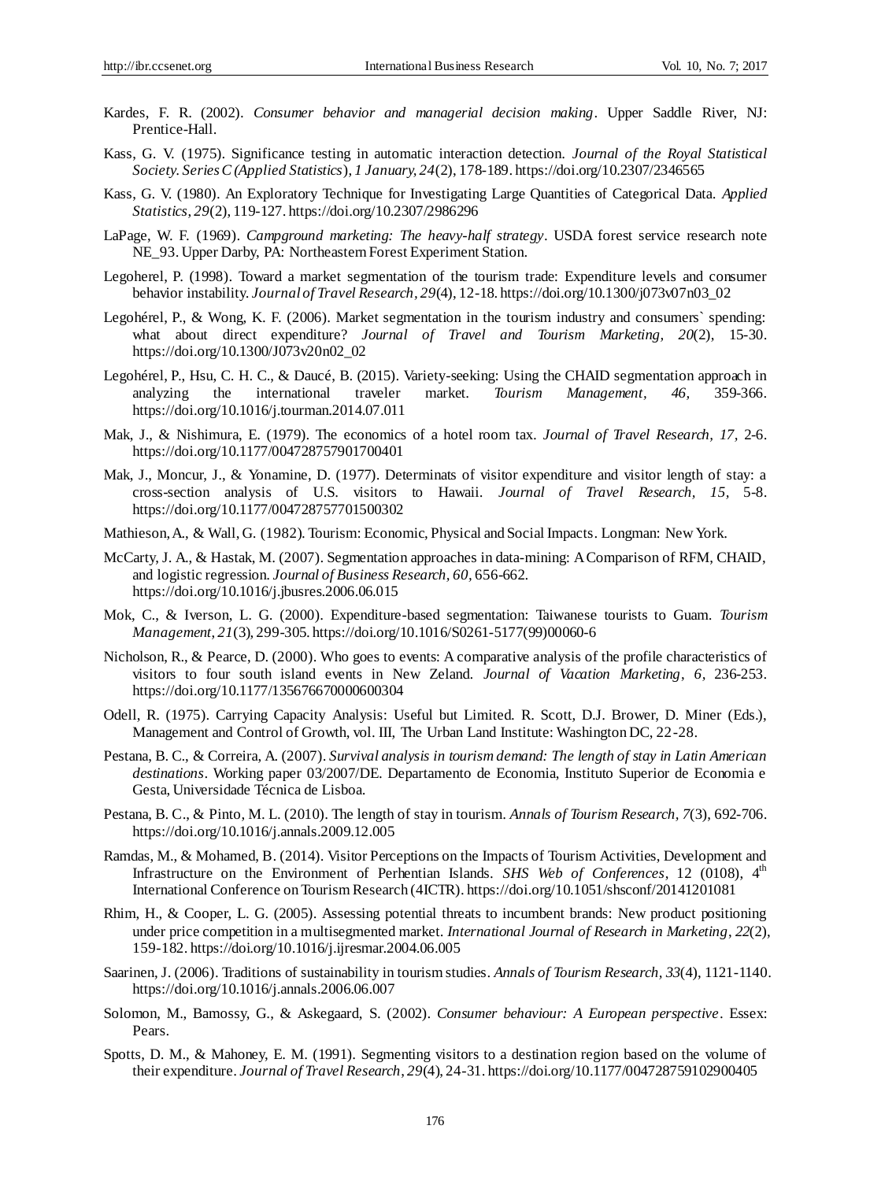Kardes, F. R. (2002). *Consumer behavior and managerial decision making*. Upper Saddle River, NJ: Prentice-Hall.

Kass, G. V. (1975). Significance testing in automatic interaction detection. *Journal of the Royal Statistical Society. Series C (Applied Statistics), 1 January, 24*(2), 178-189. https://doi.org/10.2307/2346565

Kass, G. V. (1980). An Exploratory Technique for Investigating Large Quantities of Categorical Data. *Applied Statistics, 29*(2), 119-127. https://doi.org/10.2307/2986296

LaPage, W. F. (1969). *Campground marketing: The heavy-half strategy*. USDA forest service research note NE_93. Upper Darby, PA: Northeastern Forest Experiment Station.

Legoherel, P. (1998). Toward a market segmentation of the tourism trade: Expenditure levels and consumer behavior instability. *Journal of Travel Research, 29*(4), 12-18. https://doi.org/10.1300/j073v07n03_02

Legohérel, P., & Wong, K. F. (2006). Market segmentation in the tourism industry and consumers` spending: what about direct expenditure? *Journal of Travel and Tourism Marketing, 20*(2), 15-30. https://doi.org/10.1300/J073v20n02_02

Legohérel, P., Hsu, C. H. C., & Daucé, B. (2015). Variety-seeking: Using the CHAID segmentation approach in analyzing the international traveler market. *Tourism Management, 46,* 359-366. https://doi.org/10.1016/j.tourman.2014.07.011

Mak, J., & Nishimura, E. (1979). The economics of a hotel room tax. *Journal of Travel Research, 17,* 2-6. https://doi.org/10.1177/004728757901700401

Mak, J., Moncur, J., & Yonamine, D. (1977). Determinats of visitor expenditure and visitor length of stay: a cross-section analysis of U.S. visitors to Hawaii. *Journal of Travel Research, 15,* 5-8. https://doi.org/10.1177/004728757701500302

Mathieson, A., & Wall, G. (1982). Tourism: Economic, Physical and Social Impacts. Longman: New York.

McCarty, J. A., & Hastak, M. (2007). Segmentation approaches in data-mining: A Comparison of RFM, CHAID, and logistic regression. *Journal of Business Research, 60,* 656-662. https://doi.org/10.1016/j.jbusres.2006.06.015

Mok, C., & Iverson, L. G. (2000). Expenditure-based segmentation: Taiwanese tourists to Guam. *Tourism Management, 21*(3), 299-305. https://doi.org/10.1016/S0261-5177(99)00060-6

Nicholson, R., & Pearce, D. (2000). Who goes to events: A comparative analysis of the profile characteristics of visitors to four south island events in New Zeland. *Journal of Vacation Marketing, 6,* 236-253. https://doi.org/10.1177/135676670000600304

Odell, R. (1975). Carrying Capacity Analysis: Useful but Limited. R. Scott, D.J. Brower, D. Miner (Eds.), Management and Control of Growth, vol. III, The Urban Land Institute: Washington DC, 22-28.

Pestana, B. C., & Correira, A. (2007). *Survival analysis in tourism demand: The length of stay in Latin American destinations*. Working paper 03/2007/DE. Departamento de Economia, Instituto Superior de Economia e Gesta, Universidade Técnica de Lisboa.

Pestana, B. C., & Pinto, M. L. (2010). The length of stay in tourism. *Annals of Tourism Research, 7*(3), 692-706. https://doi.org/10.1016/j.annals.2009.12.005

Ramdas, M., & Mohamed, B. (2014). Visitor Perceptions on the Impacts of Tourism Activities, Development and Infrastructure on the Environment of Perhentian Islands. *SHS Web of Conferences*, 12 (0108), 4th International Conference on Tourism Research (4ICTR). https://doi.org/10.1051/shsconf/20141201081

Rhim, H., & Cooper, L. G. (2005). Assessing potential threats to incumbent brands: New product positioning under price competition in a multisegmented market. *International Journal of Research in Marketing, 22*(2), 159-182. https://doi.org/10.1016/j.ijresmar.2004.06.005

Saarinen, J. (2006). Traditions of sustainability in tourism studies. *Annals of Tourism Research, 33*(4), 1121-1140. https://doi.org/10.1016/j.annals.2006.06.007

Solomon, M., Bamossy, G., & Askegaard, S. (2002). *Consumer behaviour: A European perspective*. Essex: Pears.

Spotts, D. M., & Mahoney, E. M. (1991). Segmenting visitors to a destination region based on the volume of their expenditure. *Journal of Travel Research, 29*(4), 24-31. https://doi.org/10.1177/004728759102900405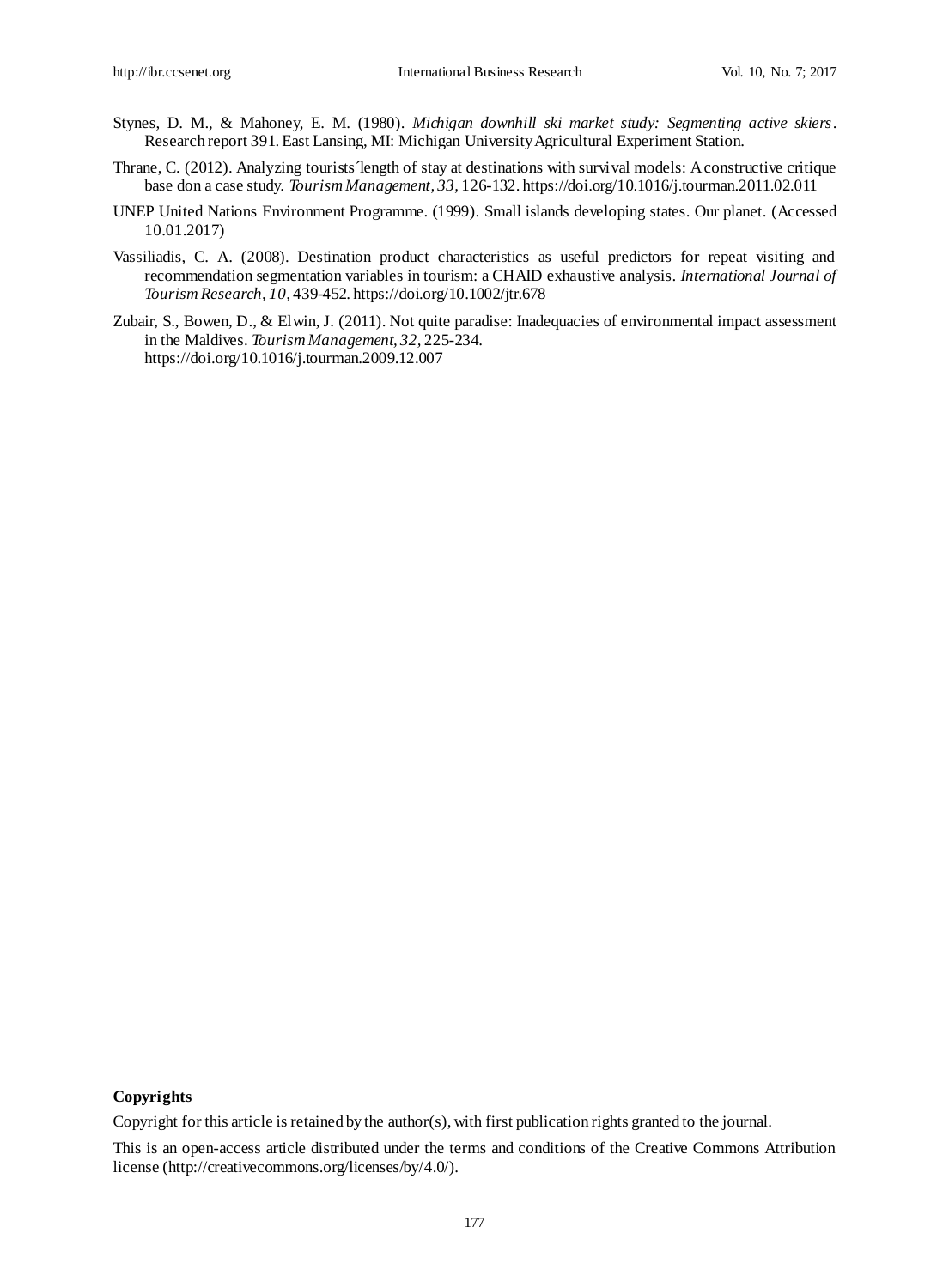Stynes, D. M., & Mahoney, E. M. (1980). *Michigan downhill ski market study: Segmenting active skiers*. Research report 391. East Lansing, MI: Michigan University Agricultural Experiment Station.

Thrane, C. (2012). Analyzing tourists´length of stay at destinations with survival models: A constructive critique base don a case study. *Tourism Management, 33*, 126-132. https://doi.org/10.1016/j.tourman.2011.02.011

UNEP United Nations Environment Programme. (1999). Small islands developing states. Our planet. (Accessed 10.01.2017)

Vassiliadis, C. A. (2008). Destination product characteristics as useful predictors for repeat visiting and recommendation segmentation variables in tourism: a CHAID exhaustive analysis. *International Journal of Tourism Research*, *10*, 439-452. https://doi.org/10.1002/jtr.678

Zubair, S., Bowen, D., & Elwin, J. (2011). Not quite paradise: Inadequacies of environmental impact assessment in the Maldives. *Tourism Management, 32*, 225-234. https://doi.org/10.1016/j.tourman.2009.12.007

**Copyrights**

Copyright for this article is retained by the author(s), with first publication rights granted to the journal.

This is an open-access article distributed under the terms and conditions of the Creative Commons Attribution license (http://creativecommons.org/licenses/by/4.0/).